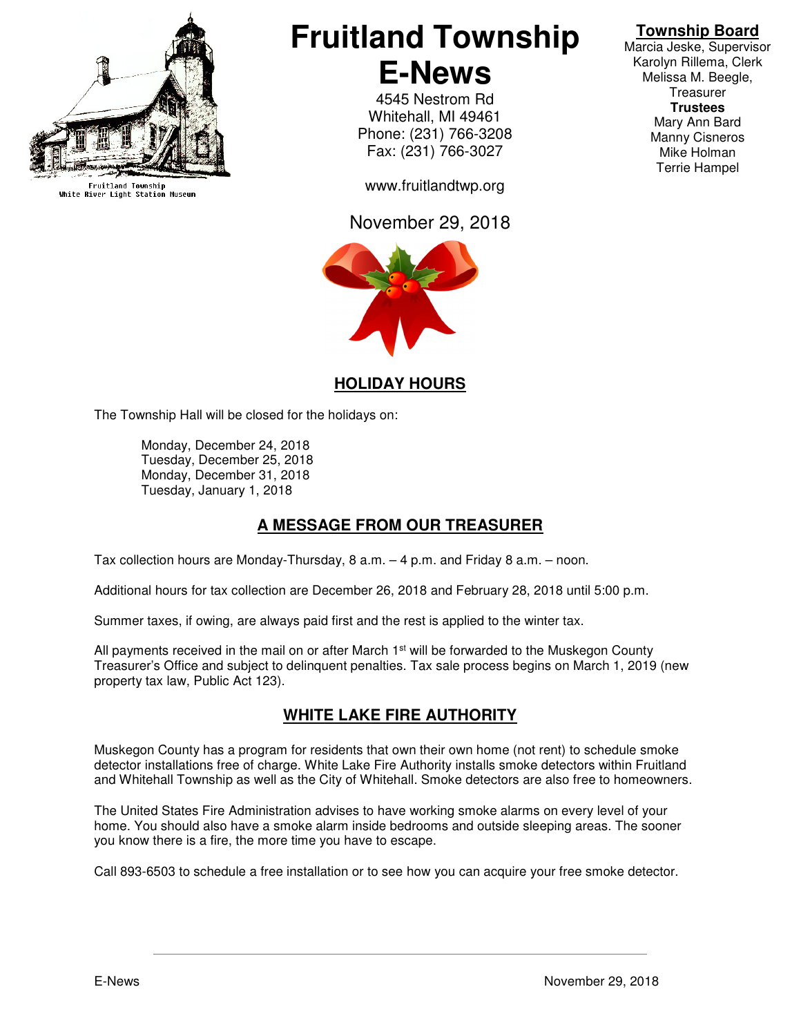Fruitland Township
White River Light Station Museum

# Fruitland Township E-News

4545 Nestrom Rd
Whitehall, MI 49461
Phone: (231) 766-3208
Fax: (231) 766-3027

www.fruitlandtwp.org

November 29, 2018

**Township Board**
Marcia Jeske, Supervisor
Karolyn Rillema, Clerk
Melissa M. Beegle, Treasurer
**Trustees**
Mary Ann Bard
Manny Cisneros
Mike Holman
Terrie Hampel

## HOLIDAY HOURS

The Township Hall will be closed for the holidays on:

Monday, December 24, 2018
Tuesday, December 25, 2018
Monday, December 31, 2018
Tuesday, January 1, 2018

## A MESSAGE FROM OUR TREASURER

Tax collection hours are Monday-Thursday, 8 a.m. – 4 p.m. and Friday 8 a.m. – noon.

Additional hours for tax collection are December 26, 2018 and February 28, 2018 until 5:00 p.m.

Summer taxes, if owing, are always paid first and the rest is applied to the winter tax.

All payments received in the mail on or after March 1st will be forwarded to the Muskegon County Treasurer's Office and subject to delinquent penalties. Tax sale process begins on March 1, 2019 (new property tax law, Public Act 123).

## WHITE LAKE FIRE AUTHORITY

Muskegon County has a program for residents that own their own home (not rent) to schedule smoke detector installations free of charge. White Lake Fire Authority installs smoke detectors within Fruitland and Whitehall Township as well as the City of Whitehall. Smoke detectors are also free to homeowners.

The United States Fire Administration advises to have working smoke alarms on every level of your home. You should also have a smoke alarm inside bedrooms and outside sleeping areas. The sooner you know there is a fire, the more time you have to escape.

Call 893-6503 to schedule a free installation or to see how you can acquire your free smoke detector.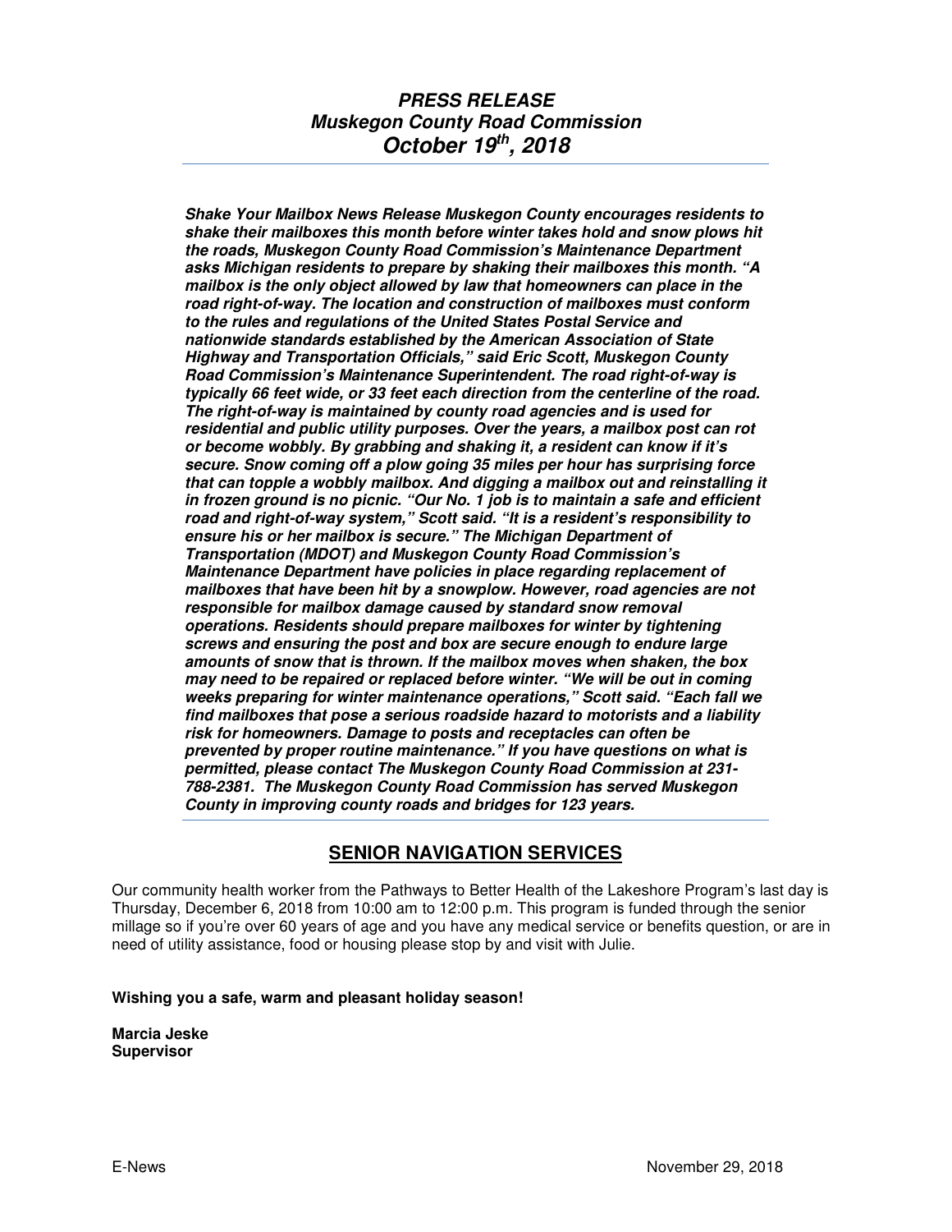## ***PRESS RELEASE Muskegon County Road Commission October 19th, 2018***

***Shake Your Mailbox News Release Muskegon County encourages residents to shake their mailboxes this month before winter takes hold and snow plows hit the roads, Muskegon County Road Commission's Maintenance Department asks Michigan residents to prepare by shaking their mailboxes this month. "A mailbox is the only object allowed by law that homeowners can place in the road right-of-way. The location and construction of mailboxes must conform to the rules and regulations of the United States Postal Service and nationwide standards established by the American Association of State Highway and Transportation Officials," said Eric Scott, Muskegon County Road Commission's Maintenance Superintendent. The road right-of-way is typically 66 feet wide, or 33 feet each direction from the centerline of the road. The right-of-way is maintained by county road agencies and is used for residential and public utility purposes. Over the years, a mailbox post can rot or become wobbly. By grabbing and shaking it, a resident can know if it's secure. Snow coming off a plow going 35 miles per hour has surprising force that can topple a wobbly mailbox. And digging a mailbox out and reinstalling it in frozen ground is no picnic. "Our No. 1 job is to maintain a safe and efficient road and right-of-way system," Scott said. "It is a resident's responsibility to ensure his or her mailbox is secure." The Michigan Department of Transportation (MDOT) and Muskegon County Road Commission's Maintenance Department have policies in place regarding replacement of mailboxes that have been hit by a snowplow. However, road agencies are not responsible for mailbox damage caused by standard snow removal operations. Residents should prepare mailboxes for winter by tightening screws and ensuring the post and box are secure enough to endure large amounts of snow that is thrown. If the mailbox moves when shaken, the box may need to be repaired or replaced before winter. "We will be out in coming weeks preparing for winter maintenance operations," Scott said. "Each fall we find mailboxes that pose a serious roadside hazard to motorists and a liability risk for homeowners. Damage to posts and receptacles can often be prevented by proper routine maintenance." If you have questions on what is permitted, please contact The Muskegon County Road Commission at 231-788-2381. The Muskegon County Road Commission has served Muskegon County in improving county roads and bridges for 123 years.***

## SENIOR NAVIGATION SERVICES

Our community health worker from the Pathways to Better Health of the Lakeshore Program's last day is Thursday, December 6, 2018 from 10:00 am to 12:00 p.m. This program is funded through the senior millage so if you're over 60 years of age and you have any medical service or benefits question, or are in need of utility assistance, food or housing please stop by and visit with Julie.

**Wishing you a safe, warm and pleasant holiday season!**

**Marcia Jeske**
**Supervisor**